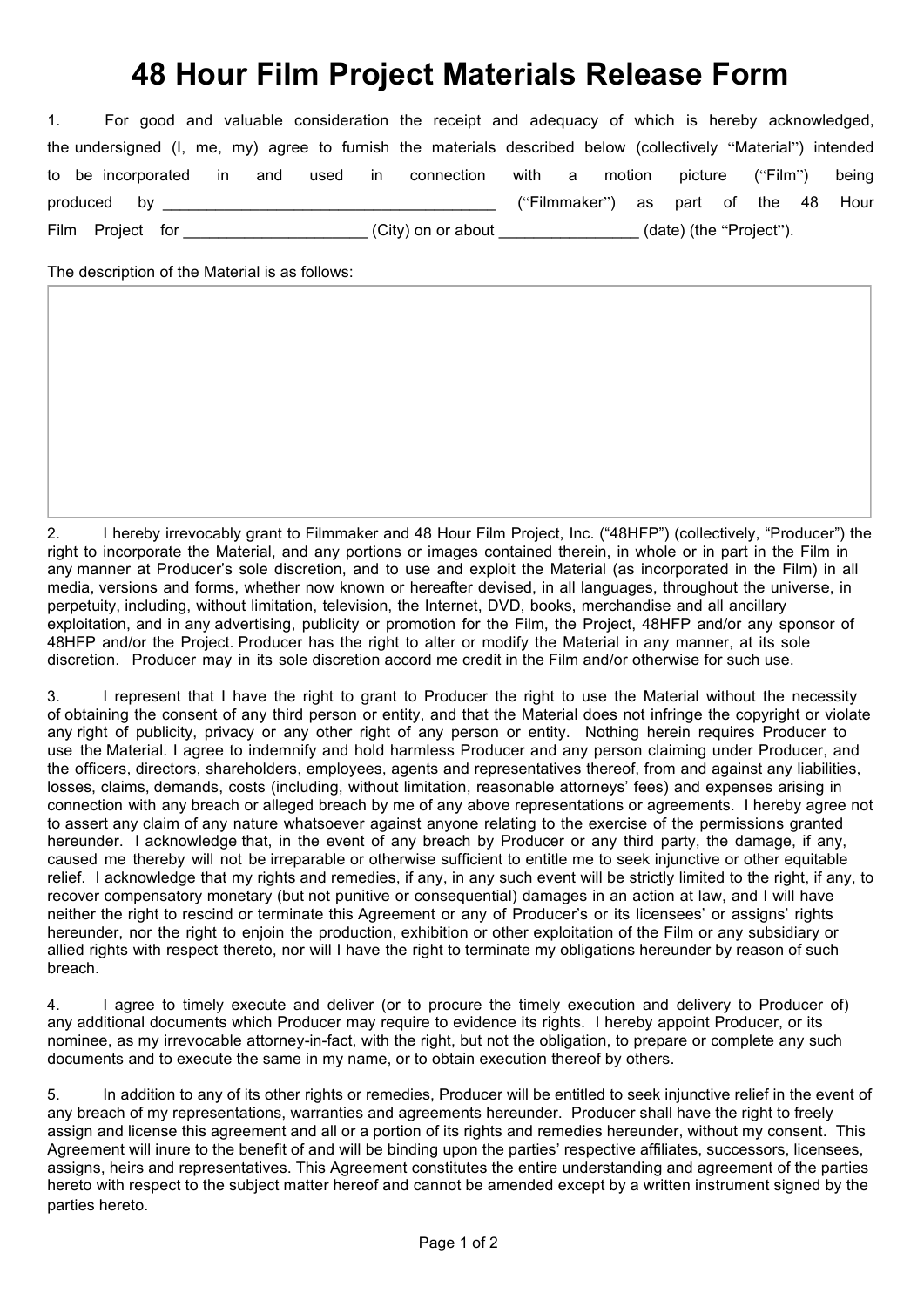# 48 Hour Film Project Materials Release Form

1. For good and valuable consideration the receipt and adequacy of which is hereby acknowledged, the undersigned (I, me, my) agree to furnish the materials described below (collectively "Material") intended to be incorporated in and used in connection with a motion picture ("Film") being produced by ______________________________________ ("Filmmaker") as part of the 48 Hour Film Project for ____________________ (City) on or about _______________ (date) (the "Project").

The description of the Material is as follows:

2. I hereby irrevocably grant to Filmmaker and 48 Hour Film Project, Inc. ("48HFP") (collectively, "Producer") the right to incorporate the Material, and any portions or images contained therein, in whole or in part in the Film in any manner at Producer's sole discretion, and to use and exploit the Material (as incorporated in the Film) in all media, versions and forms, whether now known or hereafter devised, in all languages, throughout the universe, in perpetuity, including, without limitation, television, the Internet, DVD, books, merchandise and all ancillary exploitation, and in any advertising, publicity or promotion for the Film, the Project, 48HFP and/or any sponsor of 48HFP and/or the Project. Producer has the right to alter or modify the Material in any manner, at its sole discretion. Producer may in its sole discretion accord me credit in the Film and/or otherwise for such use.

3. I represent that I have the right to grant to Producer the right to use the Material without the necessity of obtaining the consent of any third person or entity, and that the Material does not infringe the copyright or violate any right of publicity, privacy or any other right of any person or entity. Nothing herein requires Producer to use the Material. I agree to indemnify and hold harmless Producer and any person claiming under Producer, and the officers, directors, shareholders, employees, agents and representatives thereof, from and against any liabilities, losses, claims, demands, costs (including, without limitation, reasonable attorneys' fees) and expenses arising in connection with any breach or alleged breach by me of any above representations or agreements. I hereby agree not to assert any claim of any nature whatsoever against anyone relating to the exercise of the permissions granted hereunder. I acknowledge that, in the event of any breach by Producer or any third party, the damage, if any, caused me thereby will not be irreparable or otherwise sufficient to entitle me to seek injunctive or other equitable relief. I acknowledge that my rights and remedies, if any, in any such event will be strictly limited to the right, if any, to recover compensatory monetary (but not punitive or consequential) damages in an action at law, and I will have neither the right to rescind or terminate this Agreement or any of Producer's or its licensees' or assigns' rights hereunder, nor the right to enjoin the production, exhibition or other exploitation of the Film or any subsidiary or allied rights with respect thereto, nor will I have the right to terminate my obligations hereunder by reason of such breach.

4. I agree to timely execute and deliver (or to procure the timely execution and delivery to Producer of) any additional documents which Producer may require to evidence its rights. I hereby appoint Producer, or its nominee, as my irrevocable attorney-in-fact, with the right, but not the obligation, to prepare or complete any such documents and to execute the same in my name, or to obtain execution thereof by others.

5. In addition to any of its other rights or remedies, Producer will be entitled to seek injunctive relief in the event of any breach of my representations, warranties and agreements hereunder. Producer shall have the right to freely assign and license this agreement and all or a portion of its rights and remedies hereunder, without my consent. This Agreement will inure to the benefit of and will be binding upon the parties' respective affiliates, successors, licensees, assigns, heirs and representatives. This Agreement constitutes the entire understanding and agreement of the parties hereto with respect to the subject matter hereof and cannot be amended except by a written instrument signed by the parties hereto.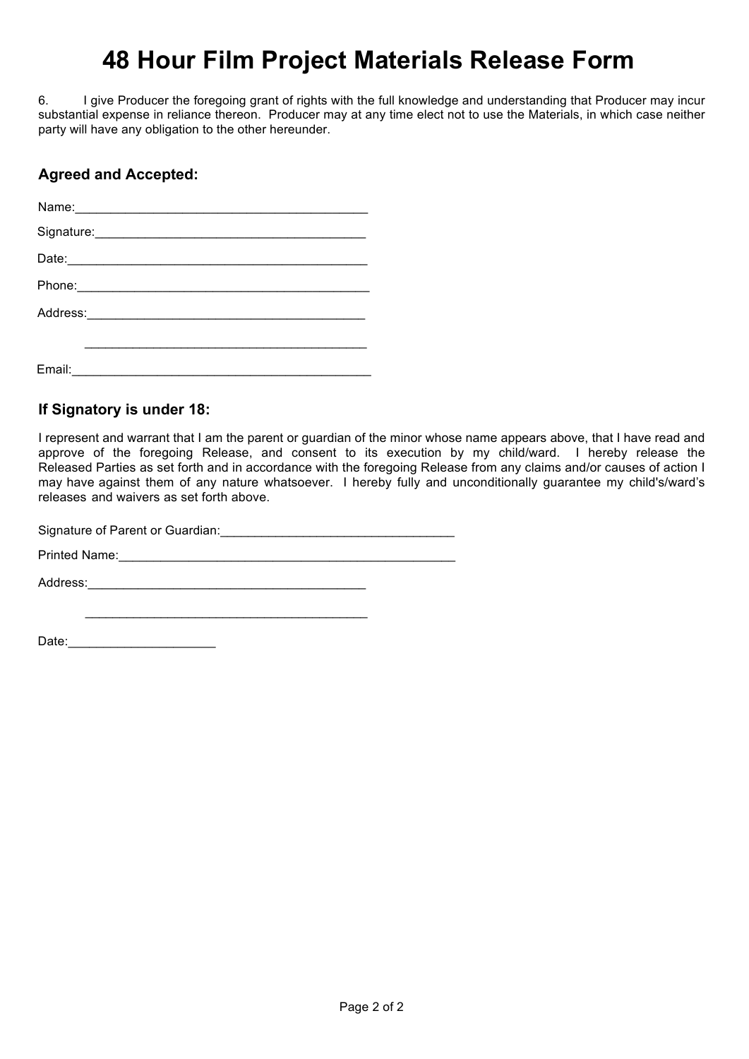# 48 Hour Film Project Materials Release Form

6. I give Producer the foregoing grant of rights with the full knowledge and understanding that Producer may incur substantial expense in reliance thereon. Producer may at any time elect not to use the Materials, in which case neither party will have any obligation to the other hereunder.

### Agreed and Accepted:

Name:_________________________________________

Signature:_______________________________________

Date:___________________________________________

Phone:__________________________________________

Address:_________________________________________

_________________________________________

Email:___________________________________________

### If Signatory is under 18:

I represent and warrant that I am the parent or guardian of the minor whose name appears above, that I have read and approve of the foregoing Release, and consent to its execution by my child/ward. I hereby release the Released Parties as set forth and in accordance with the foregoing Release from any claims and/or causes of action I may have against them of any nature whatsoever. I hereby fully and unconditionally guarantee my child's/ward's releases and waivers as set forth above.

Signature of Parent or Guardian:_________________________________

Printed Name:_________________________________________________

Address:_________________________________________

_________________________________________

Date:_____________________